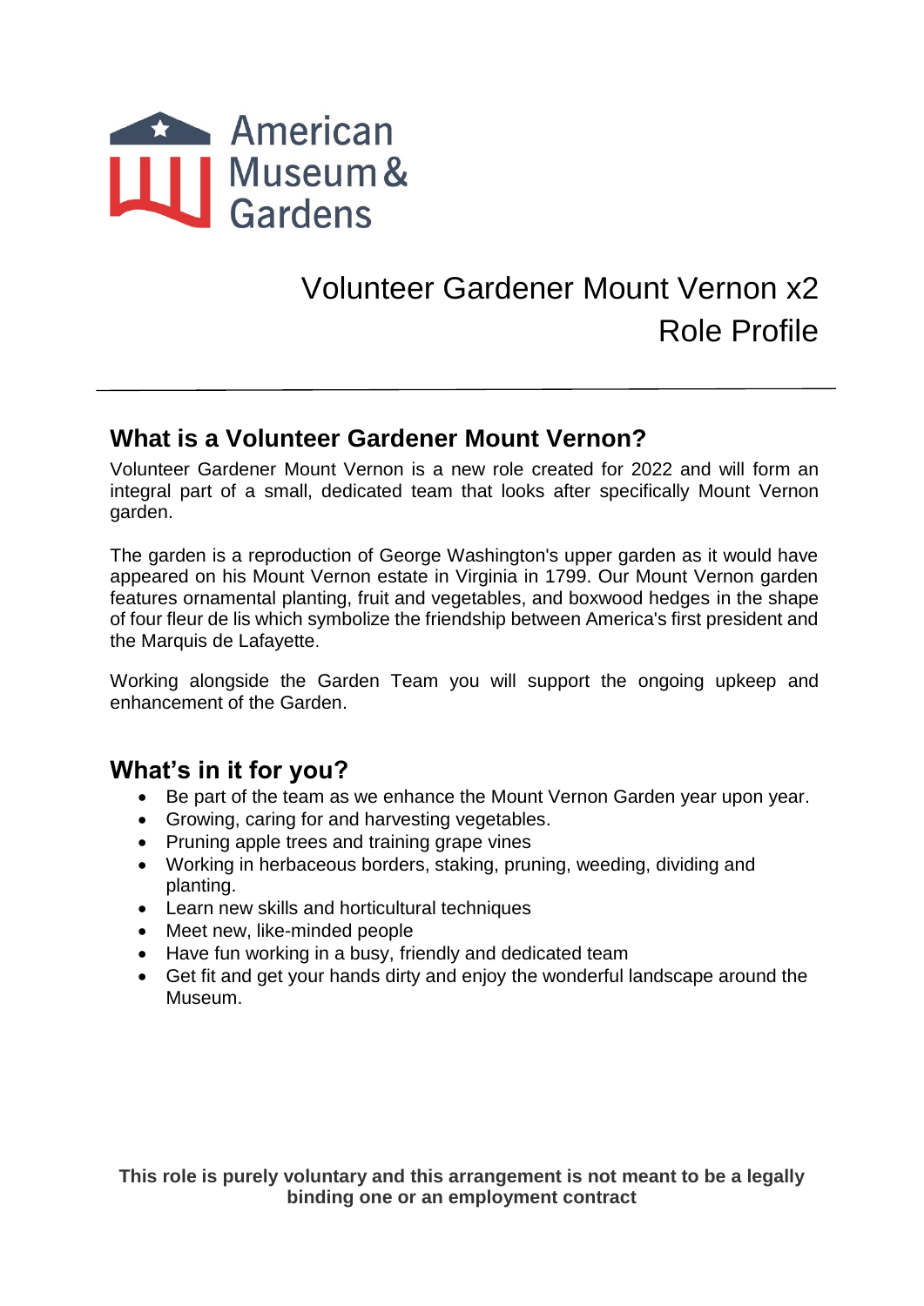American Museum & Gardens

# Volunteer Gardener Mount Vernon x2 Role Profile

## What is a Volunteer Gardener Mount Vernon?

Volunteer Gardener Mount Vernon is a new role created for 2022 and will form an integral part of a small, dedicated team that looks after specifically Mount Vernon garden.

The garden is a reproduction of George Washington's upper garden as it would have appeared on his Mount Vernon estate in Virginia in 1799. Our Mount Vernon garden features ornamental planting, fruit and vegetables, and boxwood hedges in the shape of four fleur de lis which symbolize the friendship between America's first president and the Marquis de Lafayette.

Working alongside the Garden Team you will support the ongoing upkeep and enhancement of the Garden.

## What's in it for you?

- Be part of the team as we enhance the Mount Vernon Garden year upon year.
- Growing, caring for and harvesting vegetables.
- Pruning apple trees and training grape vines
- Working in herbaceous borders, staking, pruning, weeding, dividing and planting.
- Learn new skills and horticultural techniques
- Meet new, like-minded people
- Have fun working in a busy, friendly and dedicated team
- Get fit and get your hands dirty and enjoy the wonderful landscape around the Museum.

**This role is purely voluntary and this arrangement is not meant to be a legally binding one or an employment contract**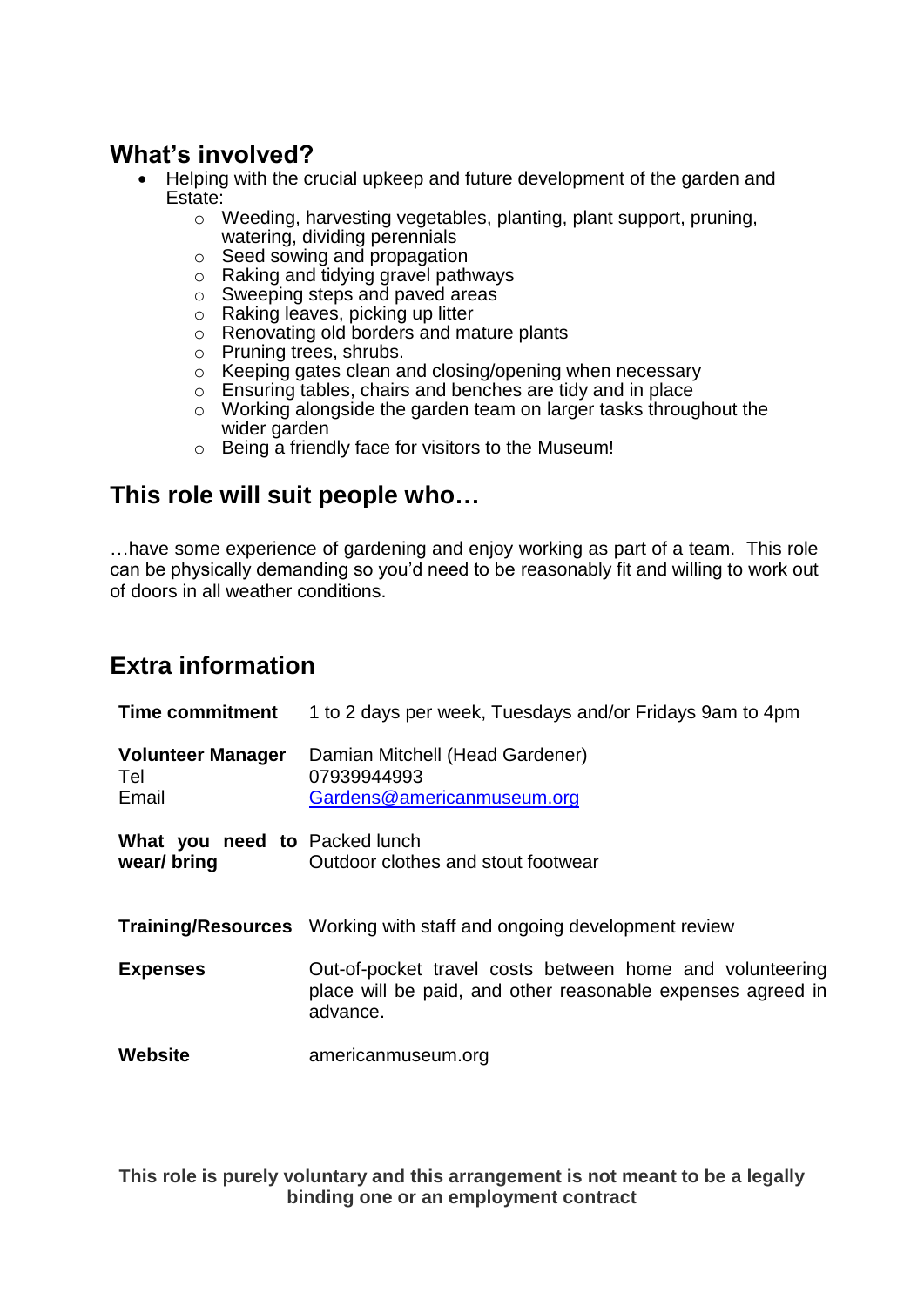## What's involved?

- Helping with the crucial upkeep and future development of the garden and Estate:
    - Weeding, harvesting vegetables, planting, plant support, pruning, watering, dividing perennials
    - Seed sowing and propagation
    - Raking and tidying gravel pathways
    - Sweeping steps and paved areas
    - Raking leaves, picking up litter
    - Renovating old borders and mature plants
    - Pruning trees, shrubs.
    - Keeping gates clean and closing/opening when necessary
    - Ensuring tables, chairs and benches are tidy and in place
    - Working alongside the garden team on larger tasks throughout the wider garden
    - Being a friendly face for visitors to the Museum!

## This role will suit people who…

…have some experience of gardening and enjoy working as part of a team. This role can be physically demanding so you'd need to be reasonably fit and willing to work out of doors in all weather conditions.

## Extra information

| | |
|---|---|
| **Time commitment** | 1 to 2 days per week, Tuesdays and/or Fridays 9am to 4pm |
| **Volunteer Manager**<br>Tel<br>Email | Damian Mitchell (Head Gardener)<br>07939944993<br>Gardens@americanmuseum.org |
| **What you need to wear/ bring** | Packed lunch<br>Outdoor clothes and stout footwear |
| **Training/Resources** | Working with staff and ongoing development review |
| **Expenses** | Out-of-pocket travel costs between home and volunteering place will be paid, and other reasonable expenses agreed in advance. |
| **Website** | americanmuseum.org |

**This role is purely voluntary and this arrangement is not meant to be a legally binding one or an employment contract**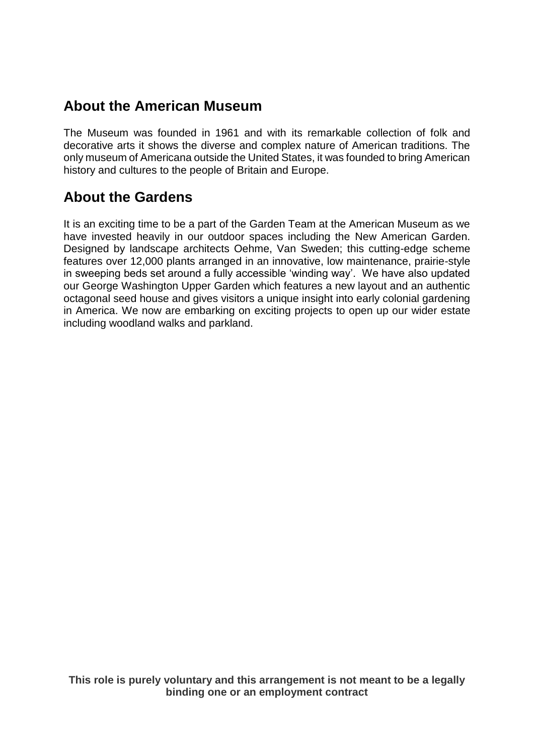## About the American Museum

The Museum was founded in 1961 and with its remarkable collection of folk and decorative arts it shows the diverse and complex nature of American traditions. The only museum of Americana outside the United States, it was founded to bring American history and cultures to the people of Britain and Europe.

## About the Gardens

It is an exciting time to be a part of the Garden Team at the American Museum as we have invested heavily in our outdoor spaces including the New American Garden. Designed by landscape architects Oehme, Van Sweden; this cutting-edge scheme features over 12,000 plants arranged in an innovative, low maintenance, prairie-style in sweeping beds set around a fully accessible 'winding way'. We have also updated our George Washington Upper Garden which features a new layout and an authentic octagonal seed house and gives visitors a unique insight into early colonial gardening in America. We now are embarking on exciting projects to open up our wider estate including woodland walks and parkland.

**This role is purely voluntary and this arrangement is not meant to be a legally binding one or an employment contract**